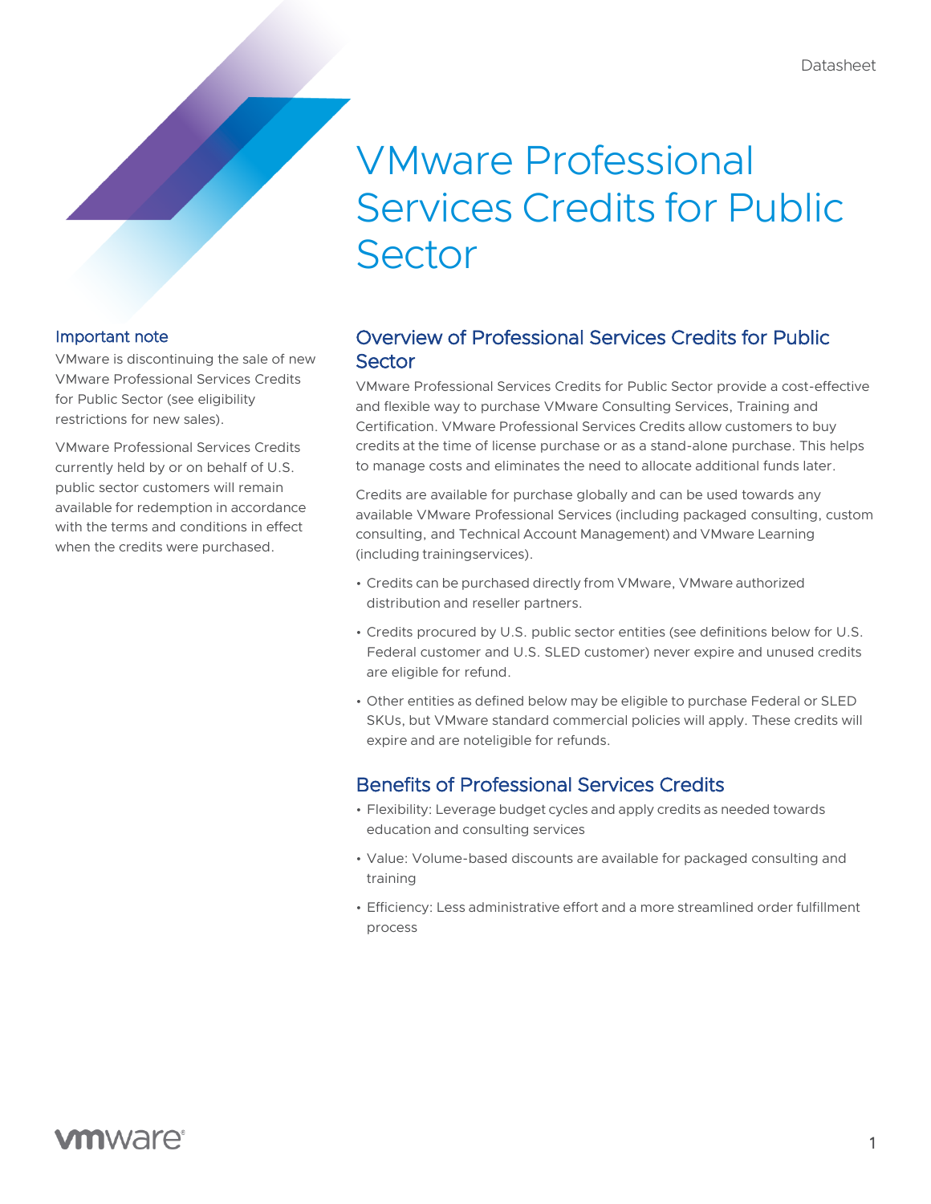# VMware Professional Services Credits for Public Sector

### Important note

VMware is discontinuing the sale of new VMware Professional Services Credits for Public Sector (see eligibility restrictions for new sales).

VMware Professional Services Credits currently held by or on behalf of U.S. public sector customers will remain available for redemption in accordance with the terms and conditions in effect when the credits were purchased.

## Overview of Professional Services Credits for Public Sector

VMware Professional Services Credits for Public Sector provide a cost-effective and flexible way to purchase VMware Consulting Services, Training and Certification. VMware Professional Services Credits allow customers to buy credits at the time of license purchase or as a stand-alone purchase. This helps to manage costs and eliminates the need to allocate additional funds later.

Credits are available for purchase globally and can be used towards any available VMware Professional Services (including packaged consulting, custom consulting, and Technical Account Management) and VMware Learning (including trainingservices).

- Credits can be purchased directly from VMware, VMware authorized distribution and reseller partners.
- Credits procured by U.S. public sector entities (see definitions below for U.S. Federal customer and U.S. SLED customer) never expire and unused credits are eligible for refund.
- Other entities as defined below may be eligible to purchase Federal or SLED SKUs, but VMware standard commercial policies will apply. These credits will expire and are noteligible for refunds.

## Benefits of Professional Services Credits

- Flexibility: Leverage budget cycles and apply credits as needed towards education and consulting services
- Value: Volume-based discounts are available for packaged consulting and training
- Efficiency: Less administrative effort and a more streamlined order fulfillment process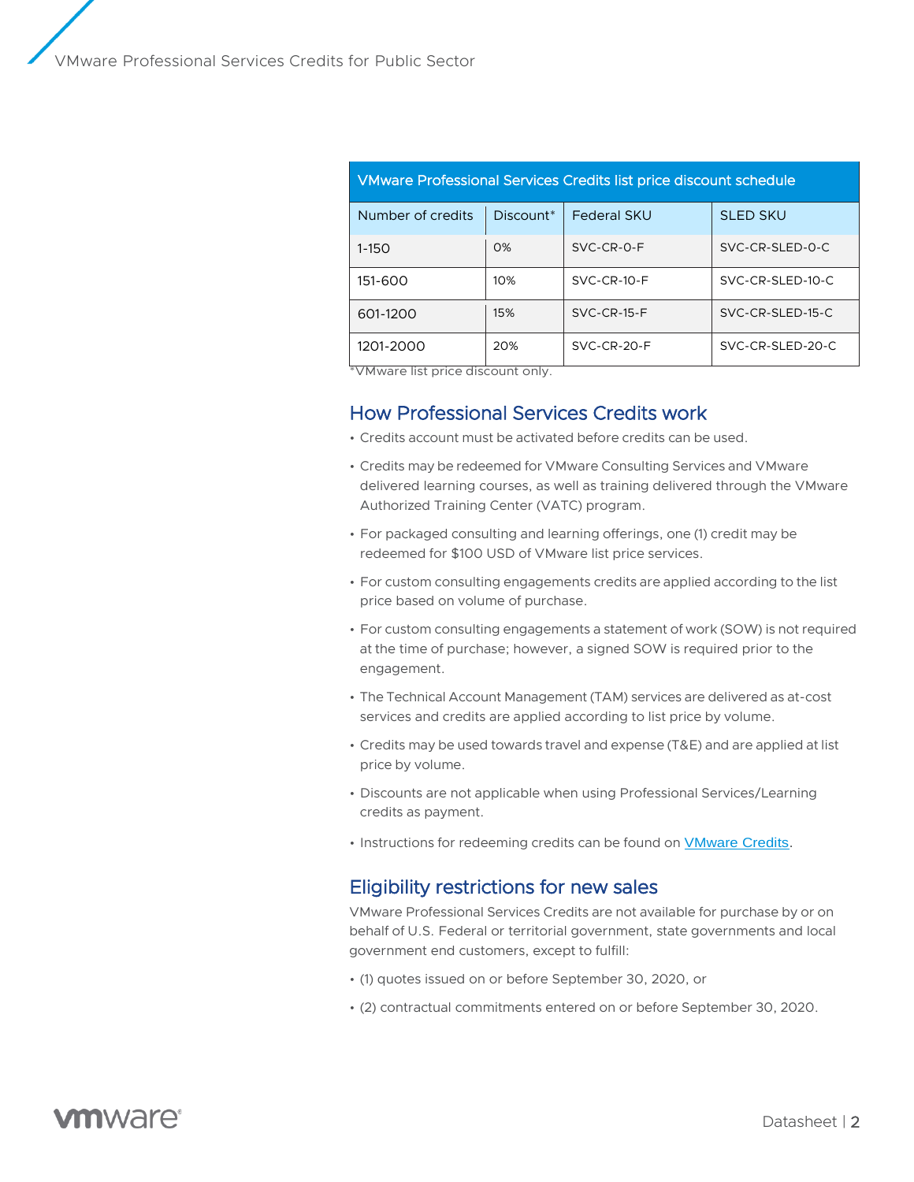| VMware Professional Services Credits list price discount schedule | | | |
|---|---|---|---|
| Number of credits | Discount* | Federal SKU | SLED SKU |
| 1-150 | 0% | SVC-CR-0-F | SVC-CR-SLED-0-C |
| 151-600 | 10% | SVC-CR-10-F | SVC-CR-SLED-10-C |
| 601-1200 | 15% | SVC-CR-15-F | SVC-CR-SLED-15-C |
| 1201-2000 | 20% | SVC-CR-20-F | SVC-CR-SLED-20-C |

*VMware list price discount only.

## How Professional Services Credits work

- Credits account must be activated before credits can be used.
- Credits may be redeemed for VMware Consulting Services and VMware delivered learning courses, as well as training delivered through the VMware Authorized Training Center (VATC) program.
- For packaged consulting and learning offerings, one (1) credit may be redeemed for $100 USD of VMware list price services.
- For custom consulting engagements credits are applied according to the list price based on volume of purchase.
- For custom consulting engagements a statement of work (SOW) is not required at the time of purchase; however, a signed SOW is required prior to the engagement.
- The Technical Account Management (TAM) services are delivered as at-cost services and credits are applied according to list price by volume.
- Credits may be used towards travel and expense (T&E) and are applied at list price by volume.
- Discounts are not applicable when using Professional Services/Learning credits as payment.
- Instructions for redeeming credits can be found on VMware Credits.

## Eligibility restrictions for new sales

VMware Professional Services Credits are not available for purchase by or on behalf of U.S. Federal or territorial government, state governments and local government end customers, except to fulfill:

- (1) quotes issued on or before September 30, 2020, or
- (2) contractual commitments entered on or before September 30, 2020.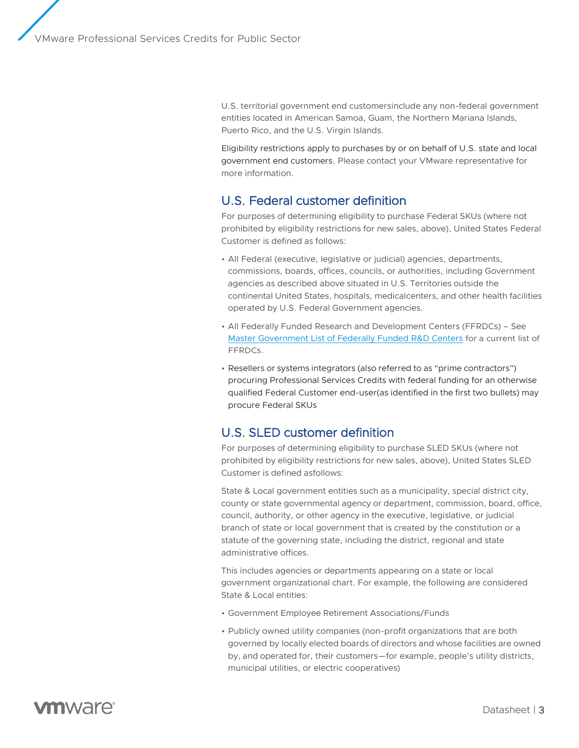U.S. territorial government end customersinclude any non-federal government entities located in American Samoa, Guam, the Northern Mariana Islands, Puerto Rico, and the U.S. Virgin Islands.

Eligibility restrictions apply to purchases by or on behalf of U.S. state and local government end customers. Please contact your VMware representative for more information.

## U.S. Federal customer definition

For purposes of determining eligibility to purchase Federal SKUs (where not prohibited by eligibility restrictions for new sales, above), United States Federal Customer is defined as follows:

- All Federal (executive, legislative or judicial) agencies, departments, commissions, boards, offices, councils, or authorities, including Government agencies as described above situated in U.S. Territories outside the continental United States, hospitals, medicalcenters, and other health facilities operated by U.S. Federal Government agencies.
- All Federally Funded Research and Development Centers (FFRDCs) – See Master Government List of Federally Funded R&D Centers for a current list of FFRDCs.
- Resellers or systems integrators (also referred to as "prime contractors") procuring Professional Services Credits with federal funding for an otherwise qualified Federal Customer end-user(as identified in the first two bullets) may procure Federal SKUs

## U.S. SLED customer definition

For purposes of determining eligibility to purchase SLED SKUs (where not prohibited by eligibility restrictions for new sales, above), United States SLED Customer is defined asfollows:

State & Local government entities such as a municipality, special district city, county or state governmental agency or department, commission, board, office, council, authority, or other agency in the executive, legislative, or judicial branch of state or local government that is created by the constitution or a statute of the governing state, including the district, regional and state administrative offices.

This includes agencies or departments appearing on a state or local government organizational chart. For example, the following are considered State & Local entities:

- Government Employee Retirement Associations/Funds
- Publicly owned utility companies (non-profit organizations that are both governed by locally elected boards of directors and whose facilities are owned by, and operated for, their customers—for example, people's utility districts, municipal utilities, or electric cooperatives)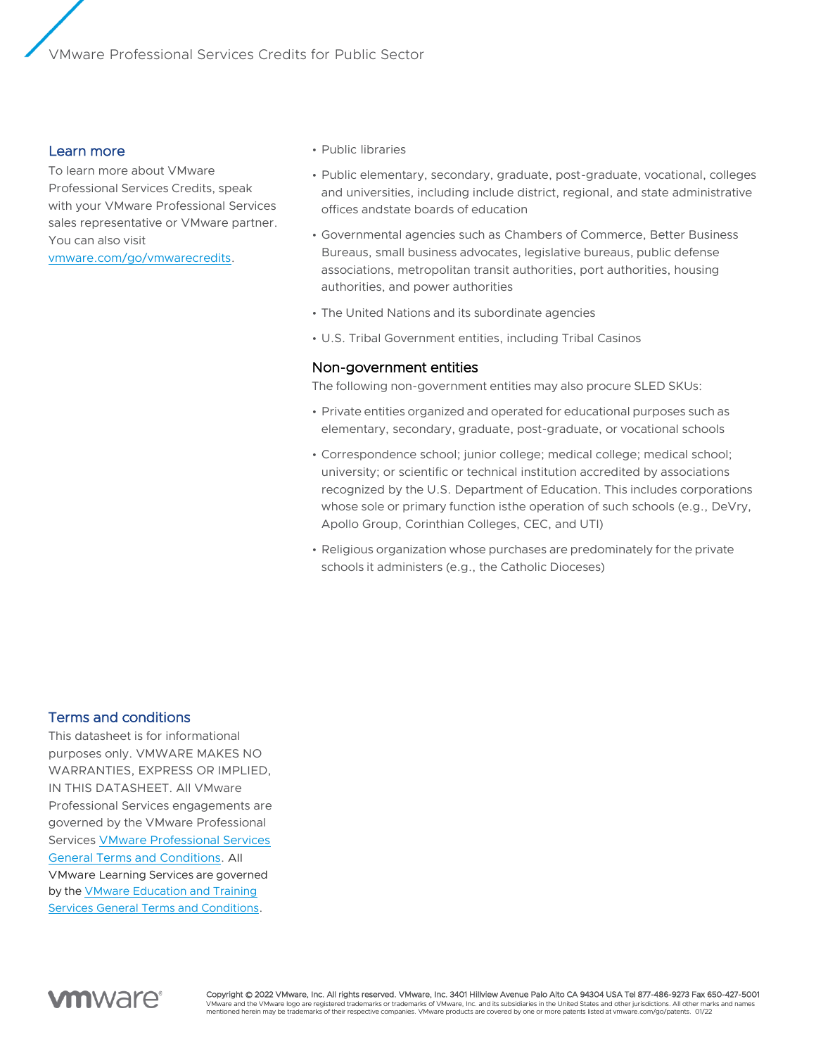## Learn more

To learn more about VMware Professional Services Credits, speak with your VMware Professional Services sales representative or VMware partner. You can also visit [vmware.com/go/vmwarecredits](vmware.com/go/vmwarecredits).

- Public libraries
- Public elementary, secondary, graduate, post-graduate, vocational, colleges and universities, including include district, regional, and state administrative offices andstate boards of education
- Governmental agencies such as Chambers of Commerce, Better Business Bureaus, small business advocates, legislative bureaus, public defense associations, metropolitan transit authorities, port authorities, housing authorities, and power authorities
- The United Nations and its subordinate agencies
- U.S. Tribal Government entities, including Tribal Casinos

### Non-government entities

The following non-government entities may also procure SLED SKUs:

- Private entities organized and operated for educational purposes such as elementary, secondary, graduate, post-graduate, or vocational schools
- Correspondence school; junior college; medical college; medical school; university; or scientific or technical institution accredited by associations recognized by the U.S. Department of Education. This includes corporations whose sole or primary function isthe operation of such schools (e.g., DeVry, Apollo Group, Corinthian Colleges, CEC, and UTI)
- Religious organization whose purchases are predominately for the private schools it administers (e.g., the Catholic Dioceses)

## Terms and conditions

This datasheet is for informational purposes only. VMWARE MAKES NO WARRANTIES, EXPRESS OR IMPLIED, IN THIS DATASHEET. All VMware Professional Services engagements are governed by the VMware Professional Services VMware Professional Services General Terms and Conditions. All VMware Learning Services are governed by the VMware Education and Training Services General Terms and Conditions.

Copyright © 2022 VMware, Inc. All rights reserved. VMware, Inc. 3401 Hillview Avenue Palo Alto CA 94304 USA Tel 877-486-9273 Fax 650-427-5001 VMware and the VMware logo are registered trademarks or trademarks of VMware, Inc. and its subsidiaries in the United States and other jurisdictions. All other marks and names mentioned herein may be trademarks of their respective companies. VMware products are covered by one or more patents listed at vmware.com/go/patents. 01/22